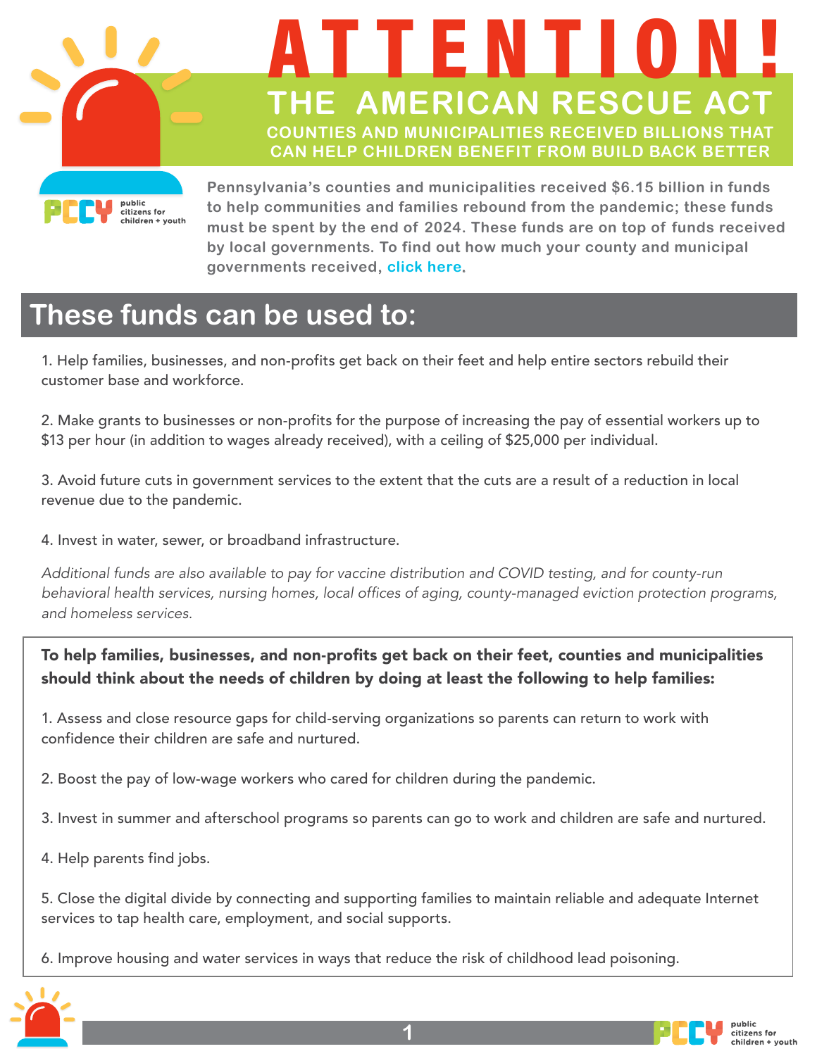# ATTENTION!

## THE AMERICAN RESCUE ACT

### COUNTIES AND MUNICIPALITIES RECEIVED BILLIONS THAT CAN HELP CHILDREN BENEFIT FROM BUILD BACK BETTER

public citizens for children + youth

**Pennsylvania's counties and municipalities received $6.15 billion in funds to help communities and families rebound from the pandemic; these funds must be spent by the end of 2024. These funds are on top of funds received by local governments. To find out how much your county and municipal governments received, click here.**

## These funds can be used to:

1. Help families, businesses, and non-profits get back on their feet and help entire sectors rebuild their customer base and workforce.

2. Make grants to businesses or non-profits for the purpose of increasing the pay of essential workers up to $13 per hour (in addition to wages already received), with a ceiling of $25,000 per individual.

3. Avoid future cuts in government services to the extent that the cuts are a result of a reduction in local revenue due to the pandemic.

4. Invest in water, sewer, or broadband infrastructure.

*Additional funds are also available to pay for vaccine distribution and COVID testing, and for county-run behavioral health services, nursing homes, local offices of aging, county-managed eviction protection programs, and homeless services.*

**To help families, businesses, and non-profits get back on their feet, counties and municipalities should think about the needs of children by doing at least the following to help families:**

1. Assess and close resource gaps for child-serving organizations so parents can return to work with confidence their children are safe and nurtured.

2. Boost the pay of low-wage workers who cared for children during the pandemic.

3. Invest in summer and afterschool programs so parents can go to work and children are safe and nurtured.

4. Help parents find jobs.

5. Close the digital divide by connecting and supporting families to maintain reliable and adequate Internet services to tap health care, employment, and social supports.

6. Improve housing and water services in ways that reduce the risk of childhood lead poisoning.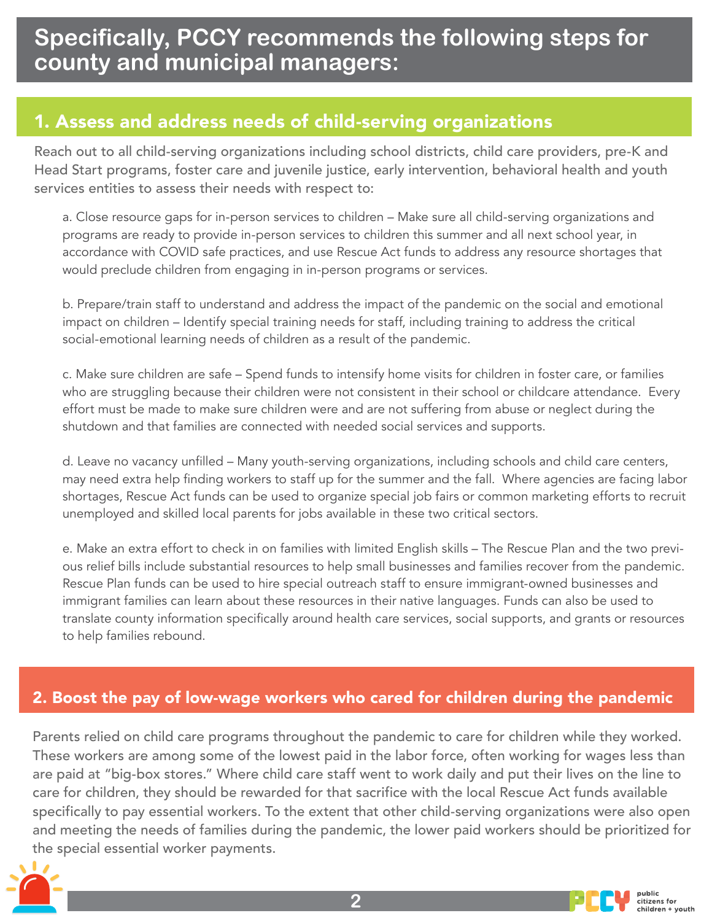## Specifically, PCCY recommends the following steps for county and municipal managers:

### 1. Assess and address needs of child-serving organizations

Reach out to all child-serving organizations including school districts, child care providers, pre-K and Head Start programs, foster care and juvenile justice, early intervention, behavioral health and youth services entities to assess their needs with respect to:

a. Close resource gaps for in-person services to children – Make sure all child-serving organizations and programs are ready to provide in-person services to children this summer and all next school year, in accordance with COVID safe practices, and use Rescue Act funds to address any resource shortages that would preclude children from engaging in in-person programs or services.

b. Prepare/train staff to understand and address the impact of the pandemic on the social and emotional impact on children – Identify special training needs for staff, including training to address the critical social-emotional learning needs of children as a result of the pandemic.

c. Make sure children are safe – Spend funds to intensify home visits for children in foster care, or families who are struggling because their children were not consistent in their school or childcare attendance. Every effort must be made to make sure children were and are not suffering from abuse or neglect during the shutdown and that families are connected with needed social services and supports.

d. Leave no vacancy unfilled – Many youth-serving organizations, including schools and child care centers, may need extra help finding workers to staff up for the summer and the fall. Where agencies are facing labor shortages, Rescue Act funds can be used to organize special job fairs or common marketing efforts to recruit unemployed and skilled local parents for jobs available in these two critical sectors.

e. Make an extra effort to check in on families with limited English skills – The Rescue Plan and the two previous relief bills include substantial resources to help small businesses and families recover from the pandemic. Rescue Plan funds can be used to hire special outreach staff to ensure immigrant-owned businesses and immigrant families can learn about these resources in their native languages. Funds can also be used to translate county information specifically around health care services, social supports, and grants or resources to help families rebound.

### 2. Boost the pay of low-wage workers who cared for children during the pandemic

Parents relied on child care programs throughout the pandemic to care for children while they worked. These workers are among some of the lowest paid in the labor force, often working for wages less than are paid at "big-box stores." Where child care staff went to work daily and put their lives on the line to care for children, they should be rewarded for that sacrifice with the local Rescue Act funds available specifically to pay essential workers. To the extent that other child-serving organizations were also open and meeting the needs of families during the pandemic, the lower paid workers should be prioritized for the special essential worker payments.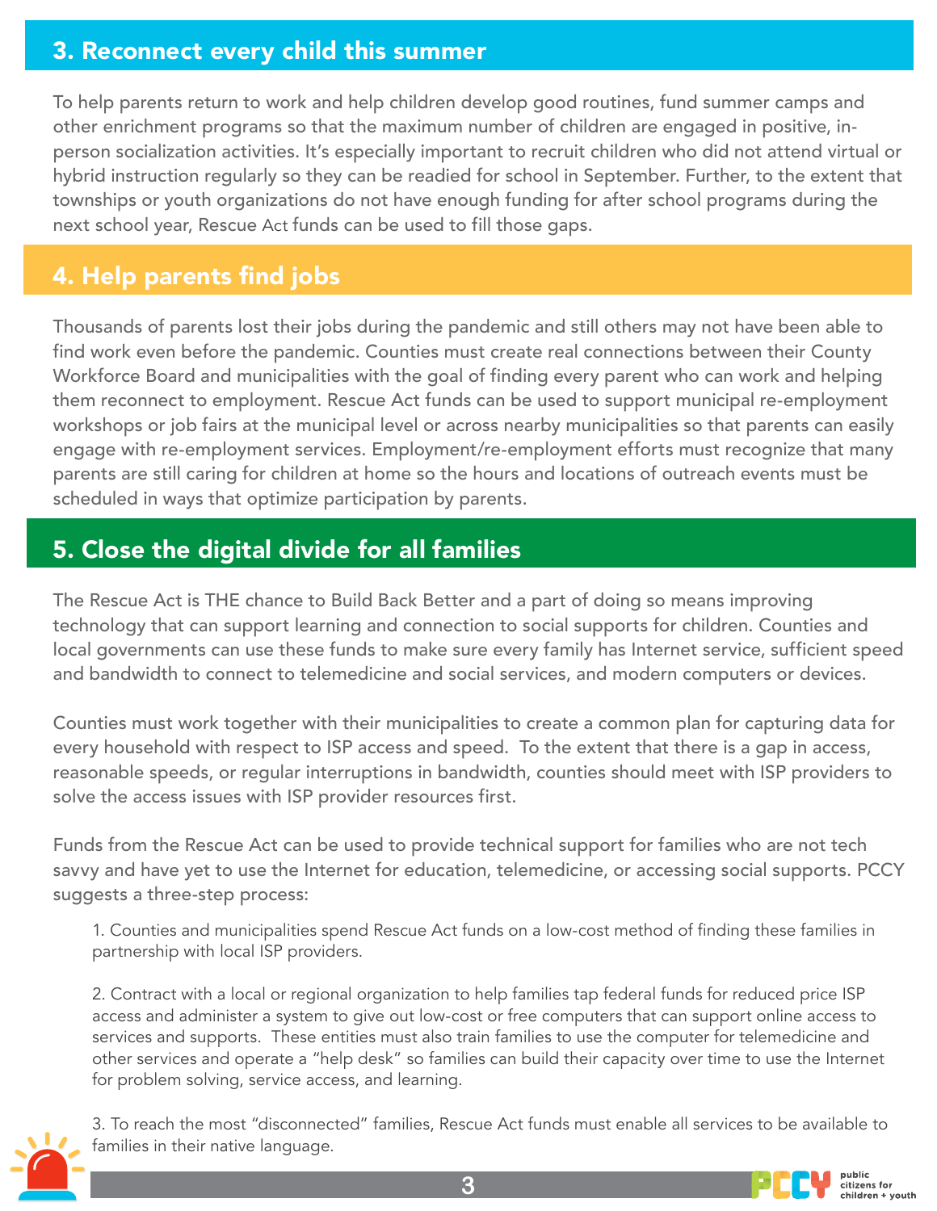## 3. Reconnect every child this summer

To help parents return to work and help children develop good routines, fund summer camps and other enrichment programs so that the maximum number of children are engaged in positive, in-person socialization activities. It's especially important to recruit children who did not attend virtual or hybrid instruction regularly so they can be readied for school in September. Further, to the extent that townships or youth organizations do not have enough funding for after school programs during the next school year, Rescue Act funds can be used to fill those gaps.

## 4. Help parents find jobs

Thousands of parents lost their jobs during the pandemic and still others may not have been able to find work even before the pandemic. Counties must create real connections between their County Workforce Board and municipalities with the goal of finding every parent who can work and helping them reconnect to employment. Rescue Act funds can be used to support municipal re-employment workshops or job fairs at the municipal level or across nearby municipalities so that parents can easily engage with re-employment services. Employment/re-employment efforts must recognize that many parents are still caring for children at home so the hours and locations of outreach events must be scheduled in ways that optimize participation by parents.

## 5. Close the digital divide for all families

The Rescue Act is THE chance to Build Back Better and a part of doing so means improving technology that can support learning and connection to social supports for children. Counties and local governments can use these funds to make sure every family has Internet service, sufficient speed and bandwidth to connect to telemedicine and social services, and modern computers or devices.

Counties must work together with their municipalities to create a common plan for capturing data for every household with respect to ISP access and speed. To the extent that there is a gap in access, reasonable speeds, or regular interruptions in bandwidth, counties should meet with ISP providers to solve the access issues with ISP provider resources first.

Funds from the Rescue Act can be used to provide technical support for families who are not tech savvy and have yet to use the Internet for education, telemedicine, or accessing social supports. PCCY suggests a three-step process:

1. Counties and municipalities spend Rescue Act funds on a low-cost method of finding these families in partnership with local ISP providers.

2. Contract with a local or regional organization to help families tap federal funds for reduced price ISP access and administer a system to give out low-cost or free computers that can support online access to services and supports. These entities must also train families to use the computer for telemedicine and other services and operate a "help desk" so families can build their capacity over time to use the Internet for problem solving, service access, and learning.

3. To reach the most "disconnected" families, Rescue Act funds must enable all services to be available to families in their native language.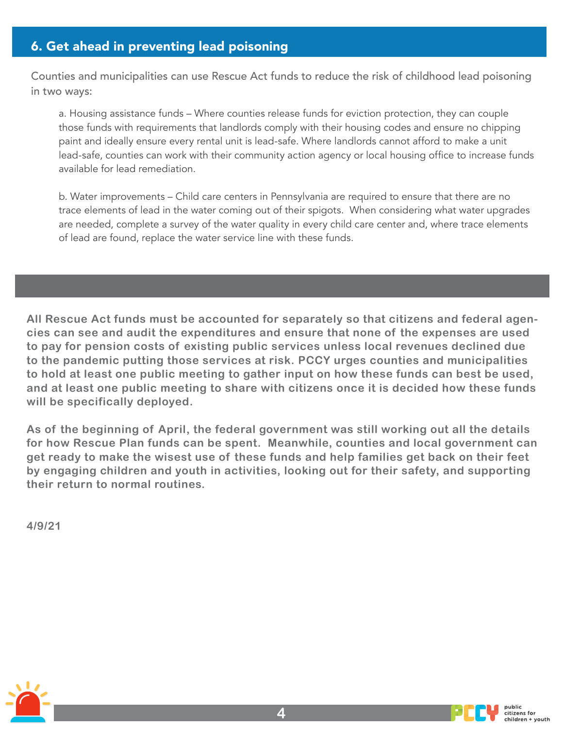## 6. Get ahead in preventing lead poisoning

Counties and municipalities can use Rescue Act funds to reduce the risk of childhood lead poisoning in two ways:

a. Housing assistance funds – Where counties release funds for eviction protection, they can couple those funds with requirements that landlords comply with their housing codes and ensure no chipping paint and ideally ensure every rental unit is lead-safe. Where landlords cannot afford to make a unit lead-safe, counties can work with their community action agency or local housing office to increase funds available for lead remediation.

b. Water improvements – Child care centers in Pennsylvania are required to ensure that there are no trace elements of lead in the water coming out of their spigots. When considering what water upgrades are needed, complete a survey of the water quality in every child care center and, where trace elements of lead are found, replace the water service line with these funds.

**All Rescue Act funds must be accounted for separately so that citizens and federal agencies can see and audit the expenditures and ensure that none of the expenses are used to pay for pension costs of existing public services unless local revenues declined due to the pandemic putting those services at risk. PCCY urges counties and municipalities to hold at least one public meeting to gather input on how these funds can best be used, and at least one public meeting to share with citizens once it is decided how these funds will be specifically deployed.**

**As of the beginning of April, the federal government was still working out all the details for how Rescue Plan funds can be spent. Meanwhile, counties and local government can get ready to make the wisest use of these funds and help families get back on their feet by engaging children and youth in activities, looking out for their safety, and supporting their return to normal routines.**

**4/9/21**